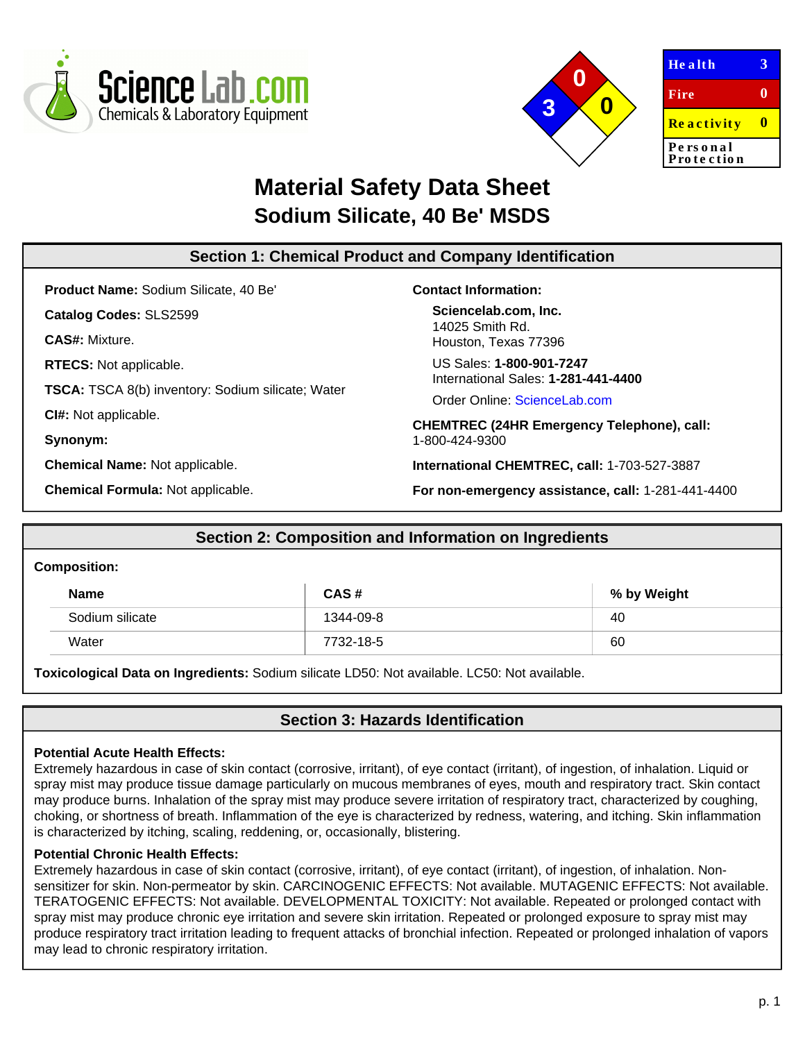# Material Safety Data Sheet
## Sodium Silicate, 40 Be' MSDS

| Health | 3 |
|---|---|
| Fire | 0 |
| Reactivity | 0 |
| Personal Protection | |

## Section 1: Chemical Product and Company Identification

**Product Name:** Sodium Silicate, 40 Be'

**Catalog Codes:** SLS2599

**CAS#:** Mixture.

**RTECS:** Not applicable.

**TSCA:** TSCA 8(b) inventory: Sodium silicate; Water

**CI#:** Not applicable.

**Synonym:**

**Chemical Name:** Not applicable.

**Chemical Formula:** Not applicable.

**Contact Information:**

**Sciencelab.com, Inc.**
14025 Smith Rd.
Houston, Texas 77396

US Sales: **1-800-901-7247**
International Sales: **1-281-441-4400**

Order Online: ScienceLab.com

**CHEMTREC (24HR Emergency Telephone), call:**
1-800-424-9300

**International CHEMTREC, call:** 1-703-527-3887

**For non-emergency assistance, call:** 1-281-441-4400

## Section 2: Composition and Information on Ingredients

**Composition:**

| Name | CAS # | % by Weight |
|---|---|---|
| Sodium silicate | 1344-09-8 | 40 |
| Water | 7732-18-5 | 60 |

**Toxicological Data on Ingredients:** Sodium silicate LD50: Not available. LC50: Not available.

## Section 3: Hazards Identification

**Potential Acute Health Effects:**
Extremely hazardous in case of skin contact (corrosive, irritant), of eye contact (irritant), of ingestion, of inhalation. Liquid or spray mist may produce tissue damage particularly on mucous membranes of eyes, mouth and respiratory tract. Skin contact may produce burns. Inhalation of the spray mist may produce severe irritation of respiratory tract, characterized by coughing, choking, or shortness of breath. Inflammation of the eye is characterized by redness, watering, and itching. Skin inflammation is characterized by itching, scaling, reddening, or, occasionally, blistering.

**Potential Chronic Health Effects:**
Extremely hazardous in case of skin contact (corrosive, irritant), of eye contact (irritant), of ingestion, of inhalation. Non-sensitizer for skin. Non-permeator by skin. CARCINOGENIC EFFECTS: Not available. MUTAGENIC EFFECTS: Not available. TERATOGENIC EFFECTS: Not available. DEVELOPMENTAL TOXICITY: Not available. Repeated or prolonged contact with spray mist may produce chronic eye irritation and severe skin irritation. Repeated or prolonged exposure to spray mist may produce respiratory tract irritation leading to frequent attacks of bronchial infection. Repeated or prolonged inhalation of vapors may lead to chronic respiratory irritation.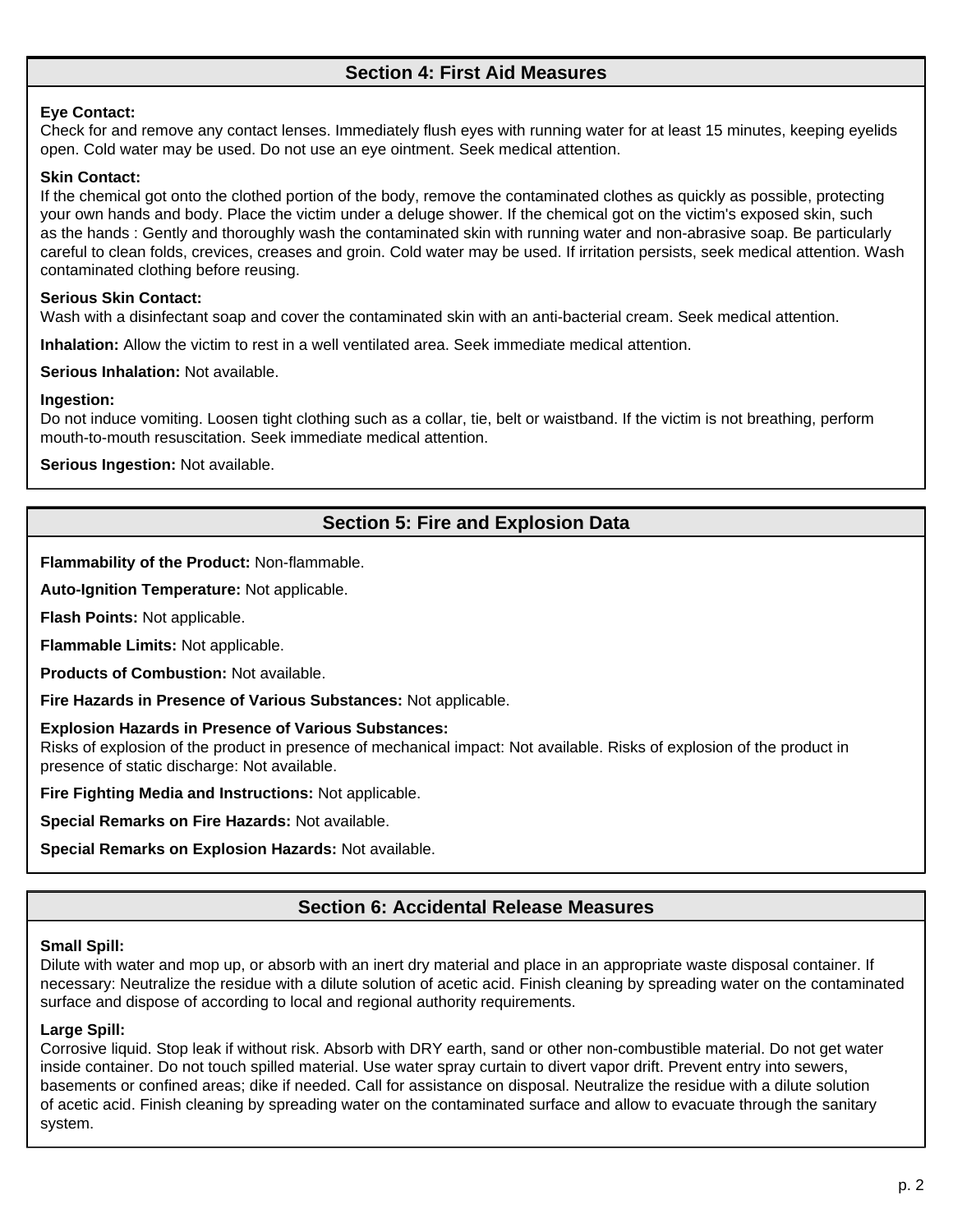## Section 4: First Aid Measures

**Eye Contact:**
Check for and remove any contact lenses. Immediately flush eyes with running water for at least 15 minutes, keeping eyelids open. Cold water may be used. Do not use an eye ointment. Seek medical attention.

**Skin Contact:**
If the chemical got onto the clothed portion of the body, remove the contaminated clothes as quickly as possible, protecting your own hands and body. Place the victim under a deluge shower. If the chemical got on the victim's exposed skin, such as the hands : Gently and thoroughly wash the contaminated skin with running water and non-abrasive soap. Be particularly careful to clean folds, crevices, creases and groin. Cold water may be used. If irritation persists, seek medical attention. Wash contaminated clothing before reusing.

**Serious Skin Contact:**
Wash with a disinfectant soap and cover the contaminated skin with an anti-bacterial cream. Seek medical attention.

**Inhalation:** Allow the victim to rest in a well ventilated area. Seek immediate medical attention.

**Serious Inhalation:** Not available.

**Ingestion:**
Do not induce vomiting. Loosen tight clothing such as a collar, tie, belt or waistband. If the victim is not breathing, perform mouth-to-mouth resuscitation. Seek immediate medical attention.

**Serious Ingestion:** Not available.

## Section 5: Fire and Explosion Data

**Flammability of the Product:** Non-flammable.

**Auto-Ignition Temperature:** Not applicable.

**Flash Points:** Not applicable.

**Flammable Limits:** Not applicable.

**Products of Combustion:** Not available.

**Fire Hazards in Presence of Various Substances:** Not applicable.

**Explosion Hazards in Presence of Various Substances:**
Risks of explosion of the product in presence of mechanical impact: Not available. Risks of explosion of the product in presence of static discharge: Not available.

**Fire Fighting Media and Instructions:** Not applicable.

**Special Remarks on Fire Hazards:** Not available.

**Special Remarks on Explosion Hazards:** Not available.

## Section 6: Accidental Release Measures

**Small Spill:**
Dilute with water and mop up, or absorb with an inert dry material and place in an appropriate waste disposal container. If necessary: Neutralize the residue with a dilute solution of acetic acid. Finish cleaning by spreading water on the contaminated surface and dispose of according to local and regional authority requirements.

**Large Spill:**
Corrosive liquid. Stop leak if without risk. Absorb with DRY earth, sand or other non-combustible material. Do not get water inside container. Do not touch spilled material. Use water spray curtain to divert vapor drift. Prevent entry into sewers, basements or confined areas; dike if needed. Call for assistance on disposal. Neutralize the residue with a dilute solution of acetic acid. Finish cleaning by spreading water on the contaminated surface and allow to evacuate through the sanitary system.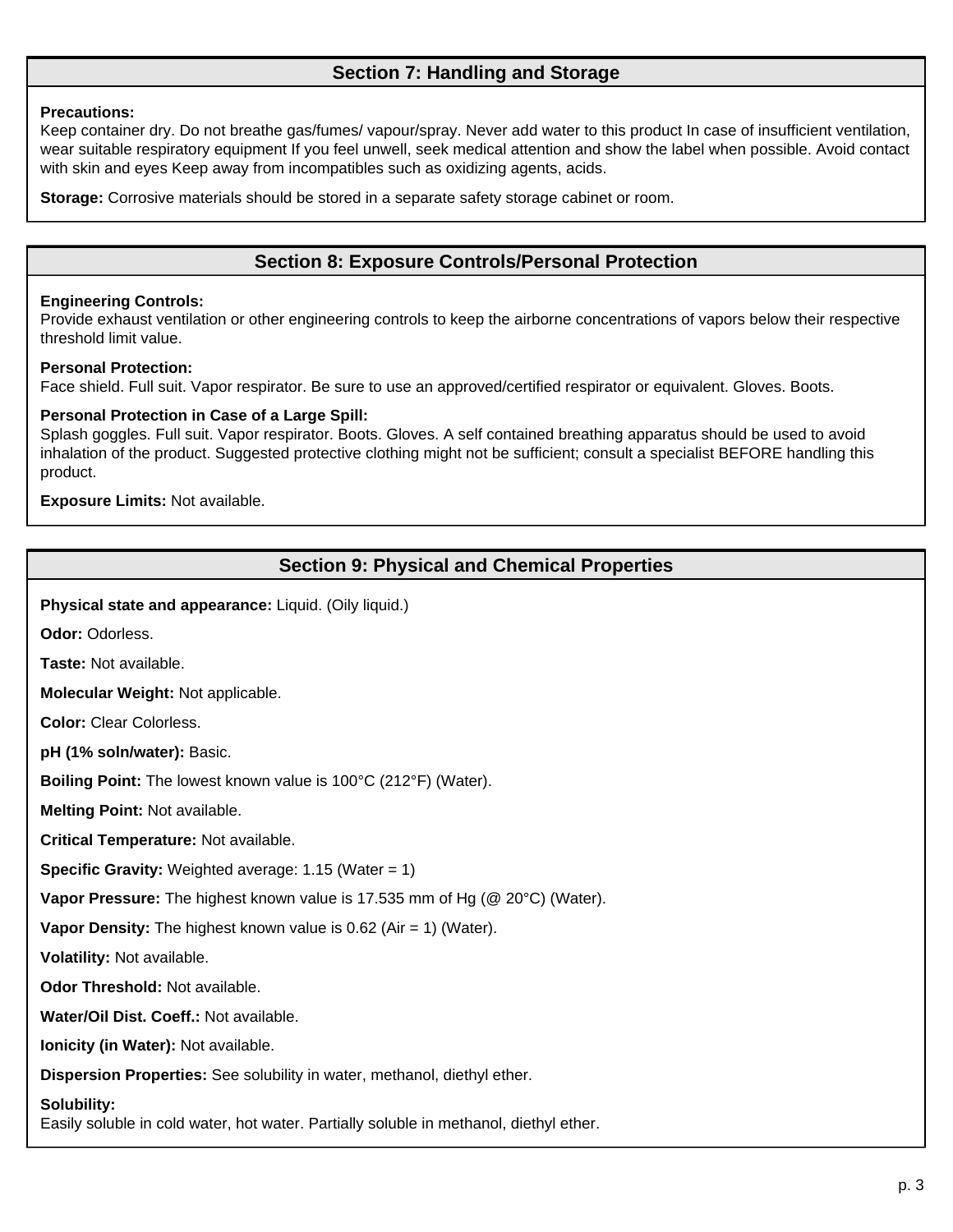## Section 7: Handling and Storage

**Precautions:**
Keep container dry. Do not breathe gas/fumes/ vapour/spray. Never add water to this product In case of insufficient ventilation, wear suitable respiratory equipment If you feel unwell, seek medical attention and show the label when possible. Avoid contact with skin and eyes Keep away from incompatibles such as oxidizing agents, acids.

**Storage:** Corrosive materials should be stored in a separate safety storage cabinet or room.

## Section 8: Exposure Controls/Personal Protection

**Engineering Controls:**
Provide exhaust ventilation or other engineering controls to keep the airborne concentrations of vapors below their respective threshold limit value.

**Personal Protection:**
Face shield. Full suit. Vapor respirator. Be sure to use an approved/certified respirator or equivalent. Gloves. Boots.

**Personal Protection in Case of a Large Spill:**
Splash goggles. Full suit. Vapor respirator. Boots. Gloves. A self contained breathing apparatus should be used to avoid inhalation of the product. Suggested protective clothing might not be sufficient; consult a specialist BEFORE handling this product.

**Exposure Limits:** Not available.

## Section 9: Physical and Chemical Properties

**Physical state and appearance:** Liquid. (Oily liquid.)

**Odor:** Odorless.

**Taste:** Not available.

**Molecular Weight:** Not applicable.

**Color:** Clear Colorless.

**pH (1% soln/water):** Basic.

**Boiling Point:** The lowest known value is 100°C (212°F) (Water).

**Melting Point:** Not available.

**Critical Temperature:** Not available.

**Specific Gravity:** Weighted average: 1.15 (Water = 1)

**Vapor Pressure:** The highest known value is 17.535 mm of Hg (@ 20°C) (Water).

**Vapor Density:** The highest known value is 0.62 (Air = 1) (Water).

**Volatility:** Not available.

**Odor Threshold:** Not available.

**Water/Oil Dist. Coeff.:** Not available.

**Ionicity (in Water):** Not available.

**Dispersion Properties:** See solubility in water, methanol, diethyl ether.

**Solubility:**
Easily soluble in cold water, hot water. Partially soluble in methanol, diethyl ether.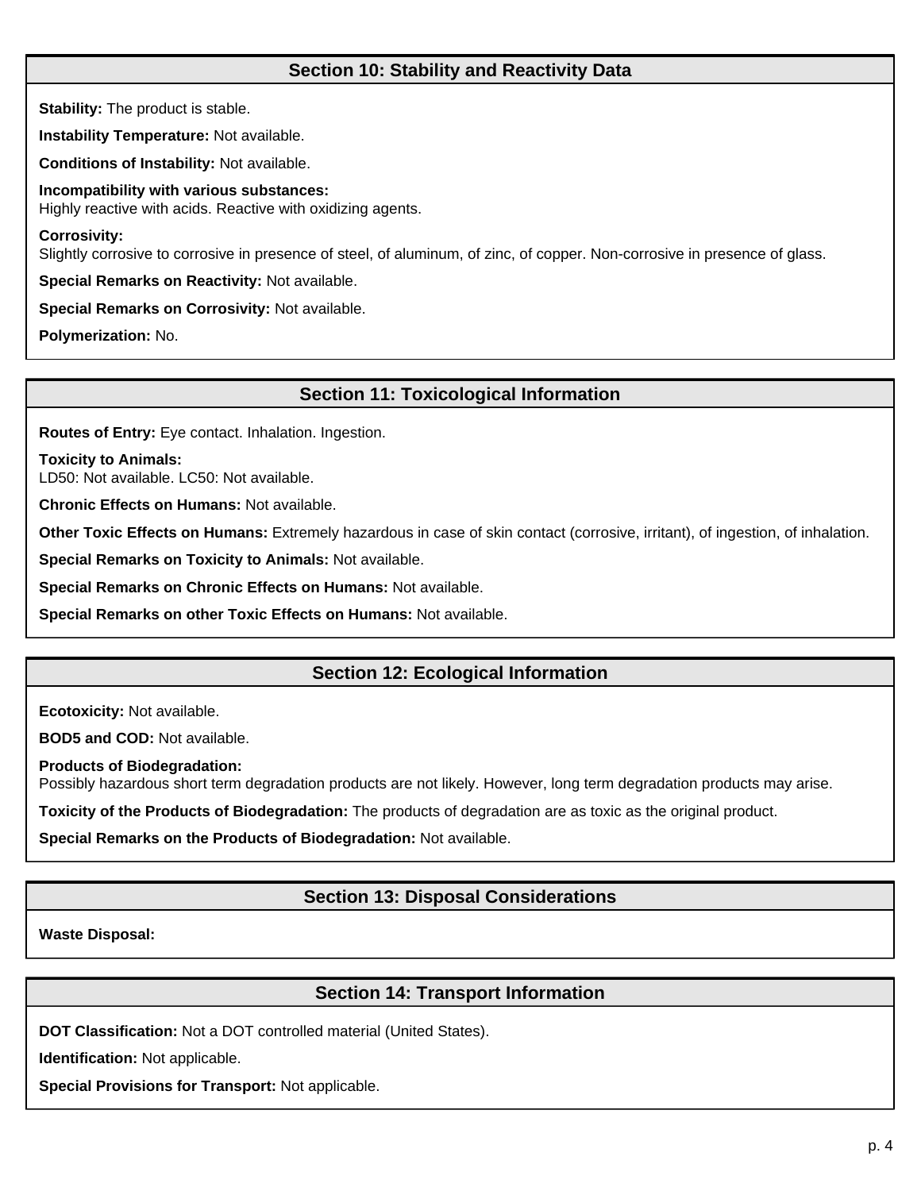## Section 10: Stability and Reactivity Data

**Stability:** The product is stable.

**Instability Temperature:** Not available.

**Conditions of Instability:** Not available.

**Incompatibility with various substances:**
Highly reactive with acids. Reactive with oxidizing agents.

**Corrosivity:**
Slightly corrosive to corrosive in presence of steel, of aluminum, of zinc, of copper. Non-corrosive in presence of glass.

**Special Remarks on Reactivity:** Not available.

**Special Remarks on Corrosivity:** Not available.

**Polymerization:** No.

## Section 11: Toxicological Information

**Routes of Entry:** Eye contact. Inhalation. Ingestion.

**Toxicity to Animals:**
LD50: Not available. LC50: Not available.

**Chronic Effects on Humans:** Not available.

**Other Toxic Effects on Humans:** Extremely hazardous in case of skin contact (corrosive, irritant), of ingestion, of inhalation.

**Special Remarks on Toxicity to Animals:** Not available.

**Special Remarks on Chronic Effects on Humans:** Not available.

**Special Remarks on other Toxic Effects on Humans:** Not available.

## Section 12: Ecological Information

**Ecotoxicity:** Not available.

**BOD5 and COD:** Not available.

**Products of Biodegradation:**
Possibly hazardous short term degradation products are not likely. However, long term degradation products may arise.

**Toxicity of the Products of Biodegradation:** The products of degradation are as toxic as the original product.

**Special Remarks on the Products of Biodegradation:** Not available.

## Section 13: Disposal Considerations

**Waste Disposal:**

## Section 14: Transport Information

**DOT Classification:** Not a DOT controlled material (United States).

**Identification:** Not applicable.

**Special Provisions for Transport:** Not applicable.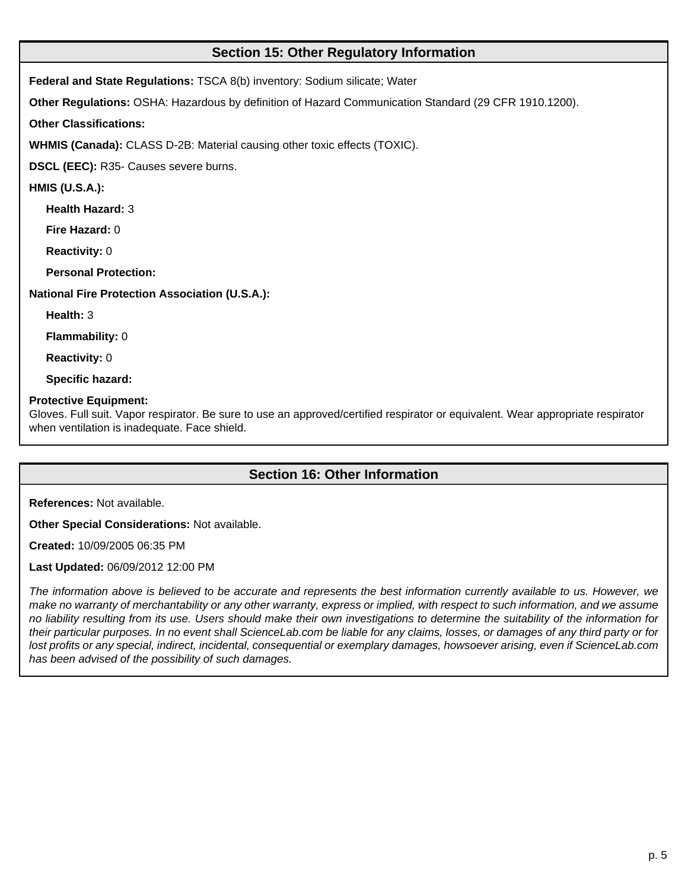## Section 15: Other Regulatory Information

**Federal and State Regulations:** TSCA 8(b) inventory: Sodium silicate; Water

**Other Regulations:** OSHA: Hazardous by definition of Hazard Communication Standard (29 CFR 1910.1200).

**Other Classifications:**

**WHMIS (Canada):** CLASS D-2B: Material causing other toxic effects (TOXIC).

**DSCL (EEC):** R35- Causes severe burns.

**HMIS (U.S.A.):**

**Health Hazard:** 3

**Fire Hazard:** 0

**Reactivity:** 0

**Personal Protection:**

**National Fire Protection Association (U.S.A.):**

**Health:** 3

**Flammability:** 0

**Reactivity:** 0

**Specific hazard:**

**Protective Equipment:**
Gloves. Full suit. Vapor respirator. Be sure to use an approved/certified respirator or equivalent. Wear appropriate respirator when ventilation is inadequate. Face shield.

## Section 16: Other Information

**References:** Not available.

**Other Special Considerations:** Not available.

**Created:** 10/09/2005 06:35 PM

**Last Updated:** 06/09/2012 12:00 PM

*The information above is believed to be accurate and represents the best information currently available to us. However, we make no warranty of merchantability or any other warranty, express or implied, with respect to such information, and we assume no liability resulting from its use. Users should make their own investigations to determine the suitability of the information for their particular purposes. In no event shall ScienceLab.com be liable for any claims, losses, or damages of any third party or for lost profits or any special, indirect, incidental, consequential or exemplary damages, howsoever arising, even if ScienceLab.com has been advised of the possibility of such damages.*